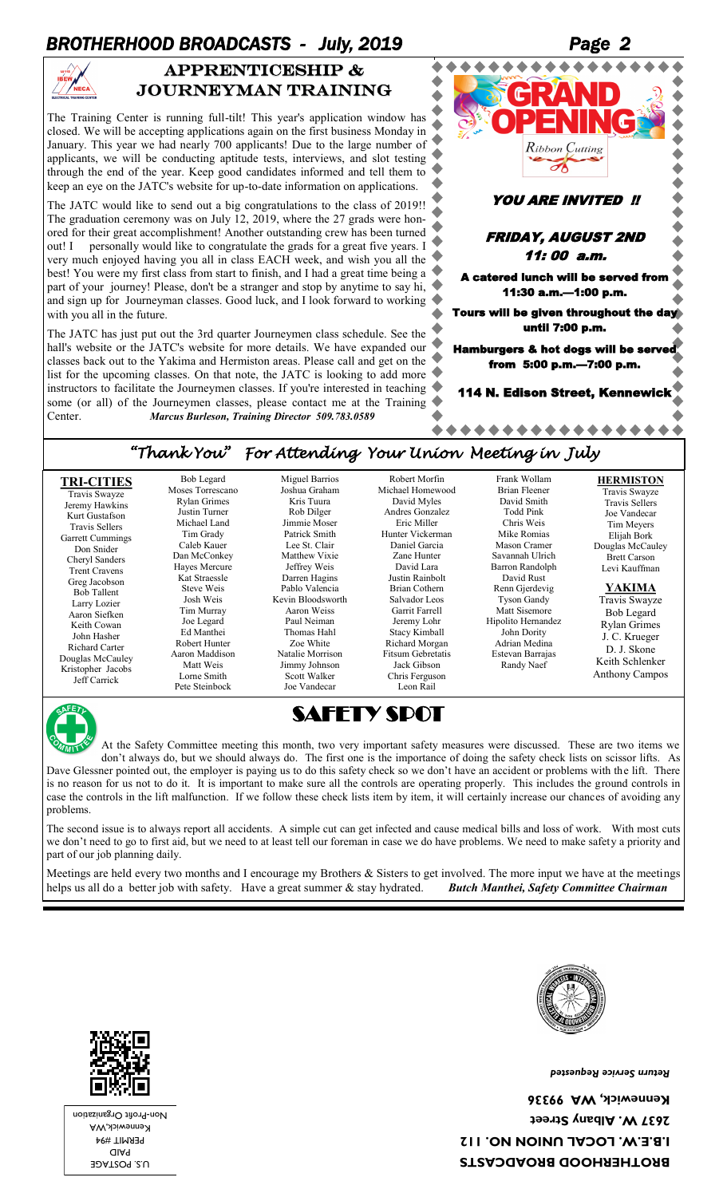## APPRENTICESHIP & JOURNEYMAN TRAINING

The Training Center is running full-tilt! This year's application window has closed. We will be accepting applications again on the first business Monday in January. This year we had nearly 700 applicants! Due to the large number of applicants, we will be conducting aptitude tests, interviews, and slot testing through the end of the year. Keep good candidates informed and tell them to keep an eye on the JATC's website for up-to-date information on applications.

The JATC would like to send out a big congratulations to the class of 2019!! The graduation ceremony was on July 12, 2019, where the 27 grads were honored for their great accomplishment! Another outstanding crew has been turned out! I personally would like to congratulate the grads for a great five years. I very much enjoyed having you all in class EACH week, and wish you all the best! You were my first class from start to finish, and I had a great time being a part of your journey! Please, don't be a stranger and stop by anytime to say hi, and sign up for Journeyman classes. Good luck, and I look forward to working with you all in the future.

The JATC has just put out the 3rd quarter Journeymen class schedule. See the hall's website or the JATC's website for more details. We have expanded our classes back out to the Yakima and Hermiston areas. Please call and get on the list for the upcoming classes. On that note, the JATC is looking to add more instructors to facilitate the Journeymen classes. If you're interested in teaching some (or all) of the Journeymen classes, please contact me at the Training Center. *Marcus Burleson, Training Director 509.783.0589*

## GRAND OPENING

Ribbon Cutting

***YOU ARE INVITED !!***

***FRIDAY, AUGUST 2ND***
***11: 00 a.m.***

**A catered lunch will be served from 11:30 a.m.—1:00 p.m.**

**Tours will be given throughout the day until 7:00 p.m.**

**Hamburgers & hot dogs will be served from 5:00 p.m.—7:00 p.m.**

**114 N. Edison Street, Kennewick**

## "Thank You" For Attending Your Union Meeting in July

**TRI-CITIES**

Travis Swayze, Jeremy Hawkins, Kurt Gustafson, Travis Sellers, Garrett Cummings, Don Snider, Cheryl Sanders, Trent Cravens, Greg Jacobson, Bob Tallent, Larry Lozier, Aaron Siefken, Keith Cowan, John Hasher, Richard Carter, Douglas McCauley, Kristopher Jacobs, Jeff Carrick, Bob Legard, Moses Torrescano, Rylan Grimes, Justin Turner, Michael Land, Tim Grady, Caleb Kauer, Dan McConkey, Hayes Mercure, Kat Straessle, Steve Weis, Josh Weis, Tim Murray, Joe Legard, Ed Manthei, Robert Hunter, Aaron Maddison, Matt Weis, Lorne Smith, Pete Steinbock, Miguel Barrios, Joshua Graham, Kris Tuura, Rob Dilger, Jimmie Moser, Patrick Smith, Lee St. Clair, Matthew Vixie, Jeffrey Weis, Darren Hagins, Pablo Valencia, Kevin Bloodsworth, Aaron Weiss, Paul Neiman, Thomas Hahl, Zoe White, Natalie Morrison, Jimmy Johnson, Scott Walker, Joe Vandecar, Robert Morfin, Michael Homewood, David Myles, Andres Gonzalez, Eric Miller, Hunter Vickerman, Daniel Garcia, Zane Hunter, David Lara, Justin Rainbolt, Brian Cothern, Salvador Leos, Garrit Farrell, Jeremy Lohr, Stacy Kimball, Richard Morgan, Fitsum Gebretatis, Jack Gibson, Chris Ferguson, Leon Rail, Frank Wollam, Brian Fleener, David Smith, Todd Pink, Chris Weis, Mike Romias, Mason Cramer, Savannah Ulrich, Barron Randolph, David Rust, Renn Gjerdevig, Tyson Gandy, Matt Sisemore, Hipolito Hernandez, John Dority, Adrian Medina, Estevan Barrajas, Randy Naef

**HERMISTON**

Travis Swayze, Travis Sellers, Joe Vandecar, Tim Meyers, Elijah Bork, Douglas McCauley, Brett Carson, Levi Kauffman

**YAKIMA**

Travis Swayze, Bob Legard, Rylan Grimes, J. C. Krueger, D. J. Skone, Keith Schlenker, Anthony Campos

## SAFETY SPOT

At the Safety Committee meeting this month, two very important safety measures were discussed. These are two items we don't always do, but we should always do. The first one is the importance of doing the safety check lists on scissor lifts. As Dave Glessner pointed out, the employer is paying us to do this safety check so we don't have an accident or problems with the lift. There is no reason for us not to do it. It is important to make sure all the controls are operating properly. This includes the ground controls in case the controls in the lift malfunction. If we follow these check lists item by item, it will certainly increase our chances of avoiding any problems.

The second issue is to always report all accidents. A simple cut can get infected and cause medical bills and loss of work. With most cuts we don't need to go to first aid, but we need to at least tell our foreman in case we do have problems. We need to make safety a priority and part of our job planning daily.

Meetings are held every two months and I encourage my Brothers & Sisters to get involved. The more input we have at the meetings helps us all do a better job with safety. Have a great summer & stay hydrated. ***Butch Manthei, Safety Committee Chairman***

**BROTHERHOOD BROADCASTS**
**I.B.E.W. LOCAL UNION NO. 112**
**2637 W. Albany Street**
**Kennewick, WA 99336**

*Return Service Requested*

U.S. POSTAGE
PAID
PERMIT #94
Kennewick,WA
Non-Profit Organization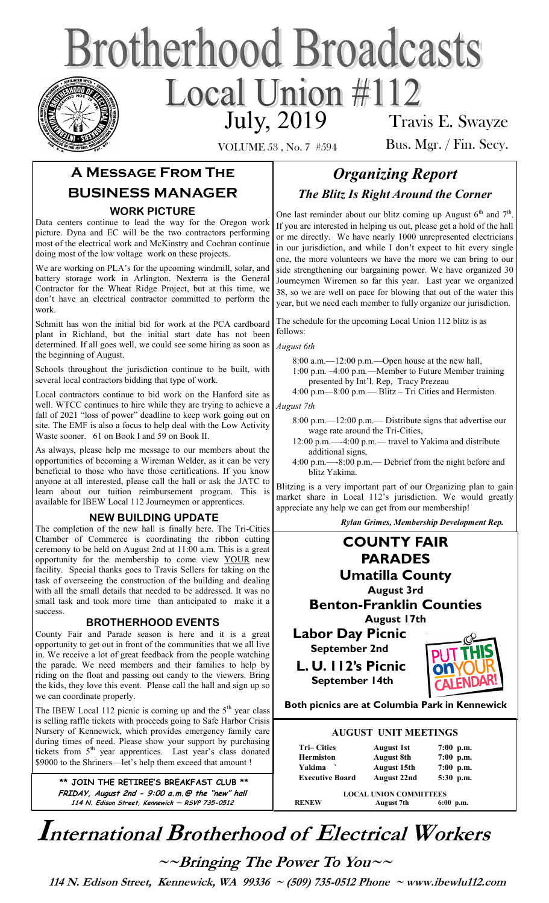# Brotherhood Broadcasts

## Local Union #112

July, 2019

VOLUME 53 , No. 7 #594

Travis E. Swayze
Bus. Mgr. / Fin. Secy.

## A Message From The Business Manager

### WORK PICTURE

Data centers continue to lead the way for the Oregon work picture. Dyna and EC will be the two contractors performing most of the electrical work and McKinstry and Cochran continue doing most of the low voltage work on these projects.

We are working on PLA's for the upcoming windmill, solar, and battery storage work in Arlington. Nexterra is the General Contractor for the Wheat Ridge Project, but at this time, we don't have an electrical contractor committed to perform the work.

Schmitt has won the initial bid for work at the PCA cardboard plant in Richland, but the initial start date has not been determined. If all goes well, we could see some hiring as soon as the beginning of August.

Schools throughout the jurisdiction continue to be built, with several local contractors bidding that type of work.

Local contractors continue to bid work on the Hanford site as well. WTCC continues to hire while they are trying to achieve a fall of 2021 "loss of power" deadline to keep work going out on site. The EMF is also a focus to help deal with the Low Activity Waste sooner. 61 on Book I and 59 on Book II.

As always, please help me message to our members about the opportunities of becoming a Wireman Welder, as it can be very beneficial to those who have those certifications. If you know anyone at all interested, please call the hall or ask the JATC to learn about our tuition reimbursement program. This is available for IBEW Local 112 Journeymen or apprentices.

### NEW BUILDING UPDATE

The completion of the new hall is finally here. The Tri-Cities Chamber of Commerce is coordinating the ribbon cutting ceremony to be held on August 2nd at 11:00 a.m. This is a great opportunity for the membership to come view YOUR new facility. Special thanks goes to Travis Sellers for taking on the task of overseeing the construction of the building and dealing with all the small details that needed to be addressed. It was no small task and took more time than anticipated to make it a success.

### BROTHERHOOD EVENTS

County Fair and Parade season is here and it is a great opportunity to get out in front of the communities that we all live in. We receive a lot of great feedback from the people watching the parade. We need members and their families to help by riding on the float and passing out candy to the viewers. Bring the kids, they love this event. Please call the hall and sign up so we can coordinate properly.

The IBEW Local 112 picnic is coming up and the 5th year class is selling raffle tickets with proceeds going to Safe Harbor Crisis Nursery of Kennewick, which provides emergency family care during times of need. Please show your support by purchasing tickets from 5th year apprentices. Last year's class donated $9000 to the Shriners—let's help them exceed that amount !

**\*\* JOIN THE RETIREE'S BREAKFAST CLUB \*\***
**FRIDAY, August 2nd - 9:00 a.m.@ the "new" hall**
**114 N. Edison Street, Kennewick — RSVP 735-0512**

## *Organizing Report*

### *The Blitz Is Right Around the Corner*

One last reminder about our blitz coming up August 6th and 7th. If you are interested in helping us out, please get a hold of the hall or me directly. We have nearly 1000 unrepresented electricians in our jurisdiction, and while I don't expect to hit every single one, the more volunteers we have the more we can bring to our side strengthening our bargaining power. We have organized 30 Journeymen Wiremen so far this year. Last year we organized 38, so we are well on pace for blowing that out of the water this year, but we need each member to fully organize our jurisdiction.

The schedule for the upcoming Local Union 112 blitz is as follows:

*August 6th*

- 8:00 a.m.—12:00 p.m.—Open house at the new hall,
- 1:00 p.m. –4:00 p.m.—Member to Future Member training presented by Int'l. Rep, Tracy Prezeau
- 4:00 p.m—8:00 p.m.— Blitz – Tri Cities and Hermiston.

*August 7th*

- 8:00 p.m.—12:00 p.m.— Distribute signs that advertise our wage rate around the Tri-Cities,
- 12:00 p.m.—-4:00 p.m.— travel to Yakima and distribute additional signs,
- 4:00 p.m.—-8:00 p.m.— Debrief from the night before and blitz Yakima.

Blitzing is a very important part of our Organizing plan to gain market share in Local 112's jurisdiction. We would greatly appreciate any help we can get from our membership!

*Rylan Grimes, Membership Development Rep.*

## COUNTY FAIR PARADES

**Umatilla County**
**August 3rd**

**Benton-Franklin Counties**
**August 17th**

**Labor Day Picnic**
**September 2nd**

**L. U. 112's Picnic**
**September 14th**

PUT THIS ON YOUR CALENDAR!

**Both picnics are at Columbia Park in Kennewick**

### AUGUST UNIT MEETINGS

| | | |
|---|---|---|
| **Tri– Cities** | **August 1st** | **7:00 p.m.** |
| **Hermiston** | **August 8th** | **7:00 p.m.** |
| **Yakima** | **August 15th** | **7:00 p.m.** |
| **Executive Board** | **August 22nd** | **5:30 p.m.** |

**LOCAL UNION COMMITTEES**

| | | |
|---|---|---|
| **RENEW** | **August 7th** | **6:00 p.m.** |

# International Brotherhood of Electrical Workers

**~~Bringing The Power To You~~**

**114 N. Edison Street, Kennewick, WA 99336 ~ (509) 735-0512 Phone ~ www.ibewlu112.com**